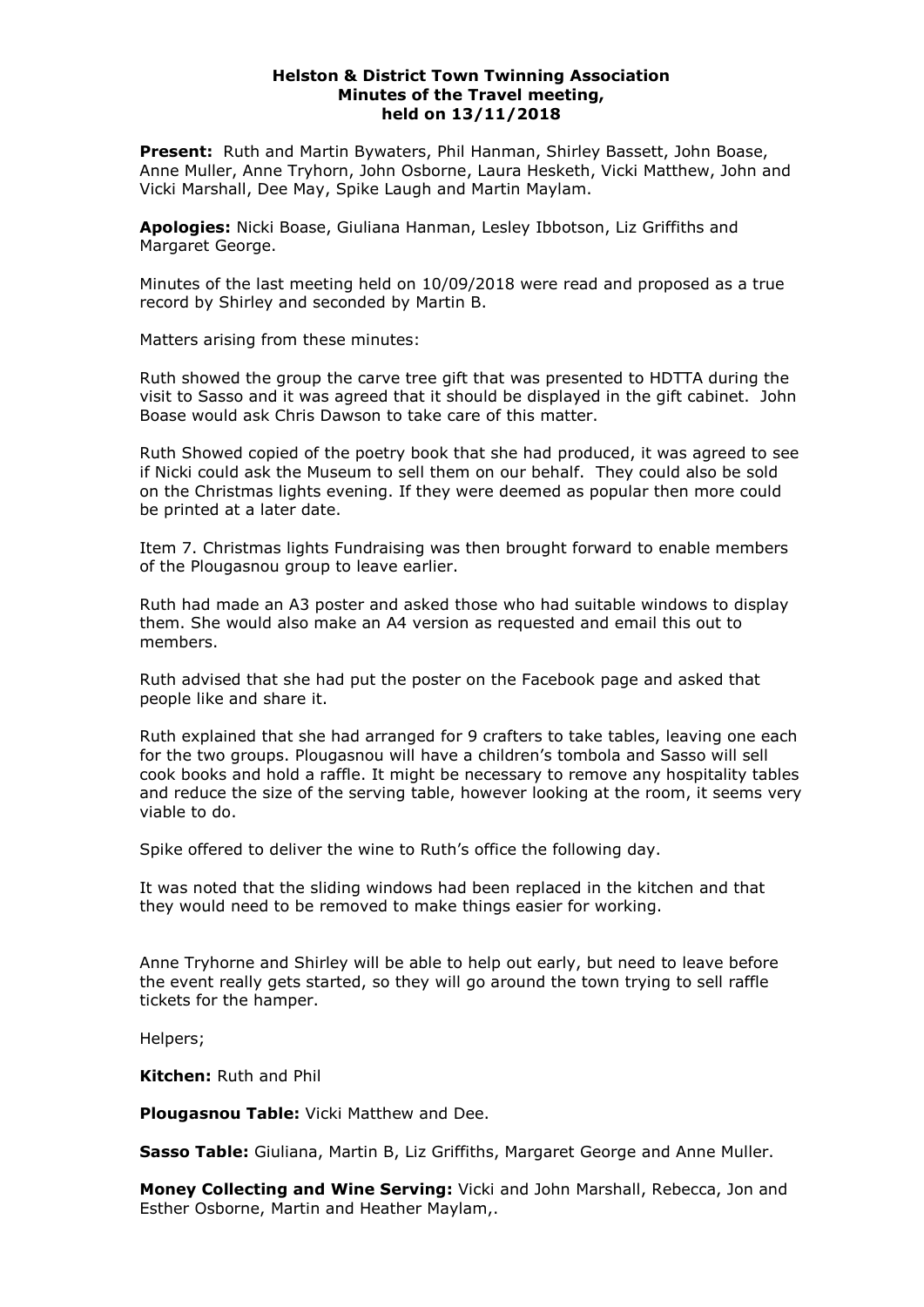**Helston & District Town Twinning Association**
**Minutes of the Travel meeting,**
**held on 13/11/2018**

**Present:** Ruth and Martin Bywaters, Phil Hanman, Shirley Bassett, John Boase, Anne Muller, Anne Tryhorn, John Osborne, Laura Hesketh, Vicki Matthew, John and Vicki Marshall, Dee May, Spike Laugh and Martin Maylam.

**Apologies:** Nicki Boase, Giuliana Hanman, Lesley Ibbotson, Liz Griffiths and Margaret George.

Minutes of the last meeting held on 10/09/2018 were read and proposed as a true record by Shirley and seconded by Martin B.

Matters arising from these minutes:

Ruth showed the group the carve tree gift that was presented to HDTTA during the visit to Sasso and it was agreed that it should be displayed in the gift cabinet. John Boase would ask Chris Dawson to take care of this matter.

Ruth Showed copied of the poetry book that she had produced, it was agreed to see if Nicki could ask the Museum to sell them on our behalf. They could also be sold on the Christmas lights evening. If they were deemed as popular then more could be printed at a later date.

Item 7. Christmas lights Fundraising was then brought forward to enable members of the Plougasnou group to leave earlier.

Ruth had made an A3 poster and asked those who had suitable windows to display them. She would also make an A4 version as requested and email this out to members.

Ruth advised that she had put the poster on the Facebook page and asked that people like and share it.

Ruth explained that she had arranged for 9 crafters to take tables, leaving one each for the two groups. Plougasnou will have a children's tombola and Sasso will sell cook books and hold a raffle. It might be necessary to remove any hospitality tables and reduce the size of the serving table, however looking at the room, it seems very viable to do.

Spike offered to deliver the wine to Ruth's office the following day.

It was noted that the sliding windows had been replaced in the kitchen and that they would need to be removed to make things easier for working.

Anne Tryhorne and Shirley will be able to help out early, but need to leave before the event really gets started, so they will go around the town trying to sell raffle tickets for the hamper.

Helpers;

**Kitchen:** Ruth and Phil

**Plougasnou Table:** Vicki Matthew and Dee.

**Sasso Table:** Giuliana, Martin B, Liz Griffiths, Margaret George and Anne Muller.

**Money Collecting and Wine Serving:** Vicki and John Marshall, Rebecca, Jon and Esther Osborne, Martin and Heather Maylam,.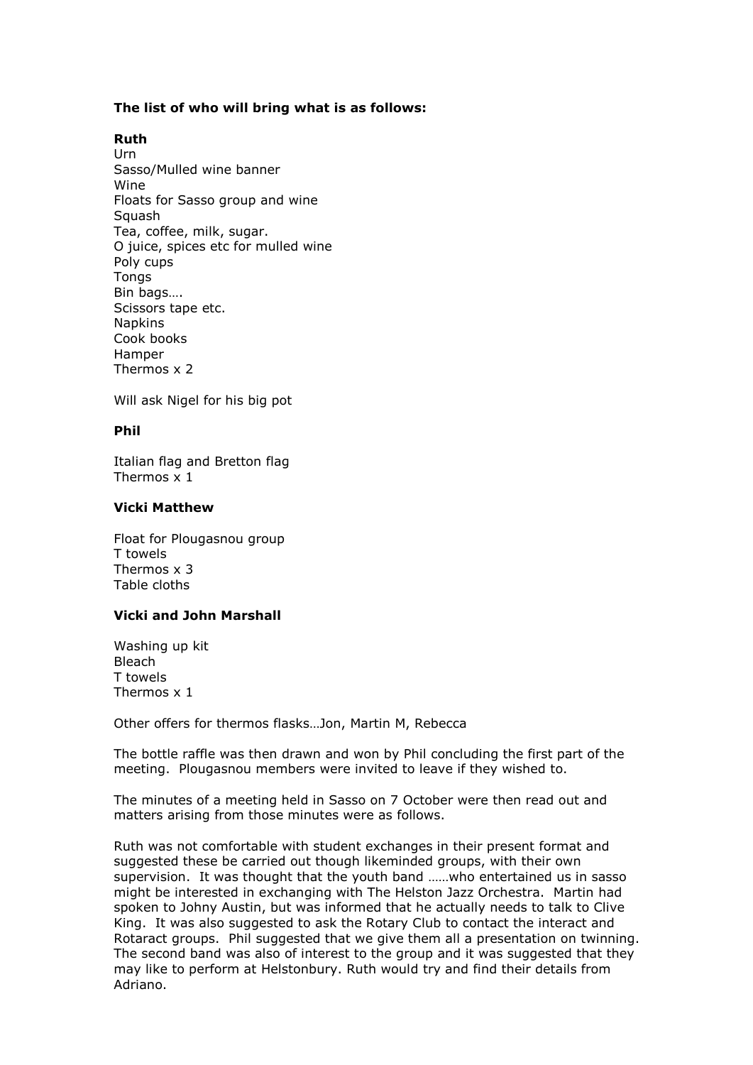**The list of who will bring what is as follows:**

**Ruth**

Urn
Sasso/Mulled wine banner
Wine
Floats for Sasso group and wine
Squash
Tea, coffee, milk, sugar.
O juice, spices etc for mulled wine
Poly cups
Tongs
Bin bags….
Scissors tape etc.
Napkins
Cook books
Hamper
Thermos x 2

Will ask Nigel for his big pot

**Phil**

Italian flag and Bretton flag
Thermos x 1

**Vicki Matthew**

Float for Plougasnou group
T towels
Thermos x 3
Table cloths

**Vicki and John Marshall**

Washing up kit
Bleach
T towels
Thermos x 1

Other offers for thermos flasks…Jon, Martin M, Rebecca

The bottle raffle was then drawn and won by Phil concluding the first part of the meeting. Plougasnou members were invited to leave if they wished to.

The minutes of a meeting held in Sasso on 7 October were then read out and matters arising from those minutes were as follows.

Ruth was not comfortable with student exchanges in their present format and suggested these be carried out though likeminded groups, with their own supervision. It was thought that the youth band ……who entertained us in sasso might be interested in exchanging with The Helston Jazz Orchestra. Martin had spoken to Johny Austin, but was informed that he actually needs to talk to Clive King. It was also suggested to ask the Rotary Club to contact the interact and Rotaract groups. Phil suggested that we give them all a presentation on twinning. The second band was also of interest to the group and it was suggested that they may like to perform at Helstonbury. Ruth would try and find their details from Adriano.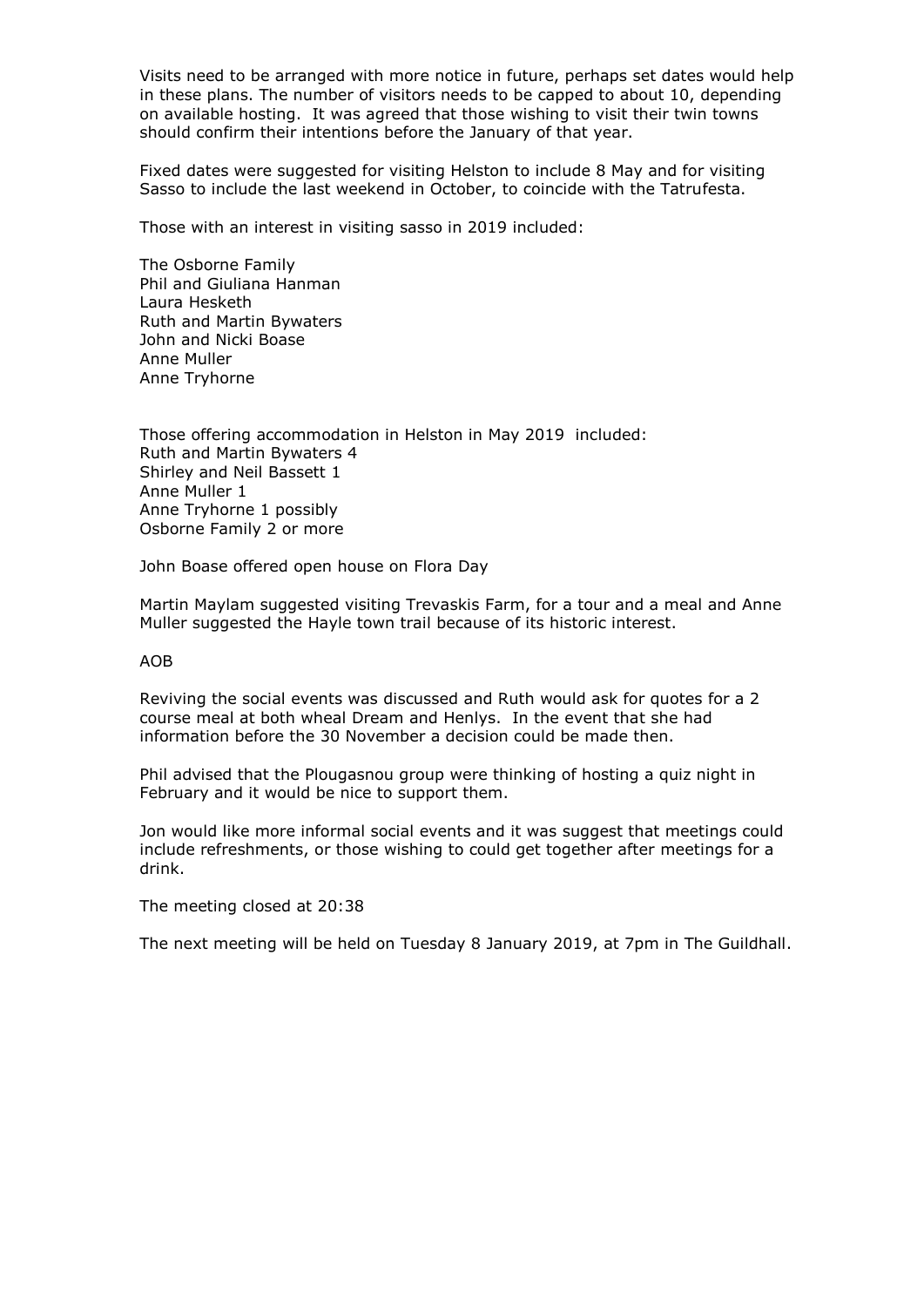Visits need to be arranged with more notice in future, perhaps set dates would help in these plans. The number of visitors needs to be capped to about 10, depending on available hosting. It was agreed that those wishing to visit their twin towns should confirm their intentions before the January of that year.

Fixed dates were suggested for visiting Helston to include 8 May and for visiting Sasso to include the last weekend in October, to coincide with the Tatrufesta.

Those with an interest in visiting sasso in 2019 included:

The Osborne Family
Phil and Giuliana Hanman
Laura Hesketh
Ruth and Martin Bywaters
John and Nicki Boase
Anne Muller
Anne Tryhorne

Those offering accommodation in Helston in May 2019 included:
Ruth and Martin Bywaters 4
Shirley and Neil Bassett 1
Anne Muller 1
Anne Tryhorne 1 possibly
Osborne Family 2 or more

John Boase offered open house on Flora Day

Martin Maylam suggested visiting Trevaskis Farm, for a tour and a meal and Anne Muller suggested the Hayle town trail because of its historic interest.

AOB

Reviving the social events was discussed and Ruth would ask for quotes for a 2 course meal at both wheal Dream and Henlys. In the event that she had information before the 30 November a decision could be made then.

Phil advised that the Plougasnou group were thinking of hosting a quiz night in February and it would be nice to support them.

Jon would like more informal social events and it was suggest that meetings could include refreshments, or those wishing to could get together after meetings for a drink.

The meeting closed at 20:38

The next meeting will be held on Tuesday 8 January 2019, at 7pm in The Guildhall.